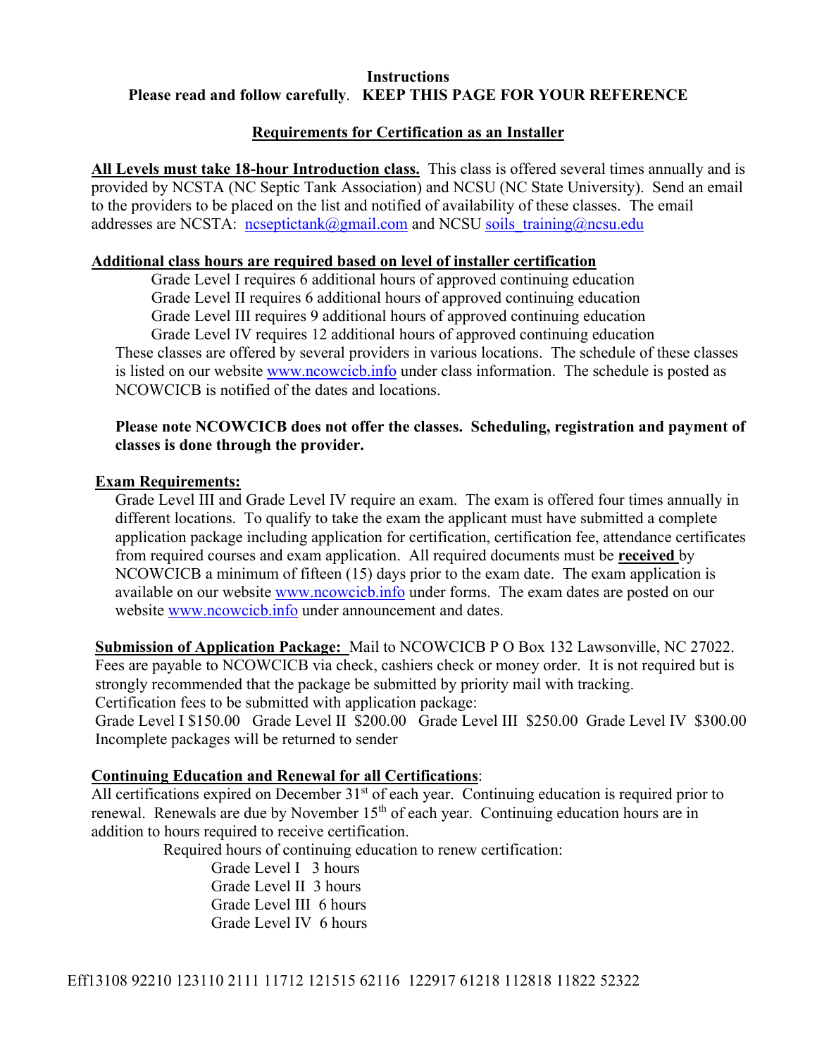**Instructions**

**Please read and follow carefully**. **KEEP THIS PAGE FOR YOUR REFERENCE**

## Requirements for Certification as an Installer

**All Levels must take 18-hour Introduction class.** This class is offered several times annually and is provided by NCSTA (NC Septic Tank Association) and NCSU (NC State University). Send an email to the providers to be placed on the list and notified of availability of these classes. The email addresses are NCSTA: ncseptictank@gmail.com and NCSU soils_training@ncsu.edu

**Additional class hours are required based on level of installer certification**

Grade Level I requires 6 additional hours of approved continuing education
Grade Level II requires 6 additional hours of approved continuing education
Grade Level III requires 9 additional hours of approved continuing education
Grade Level IV requires 12 additional hours of approved continuing education

These classes are offered by several providers in various locations. The schedule of these classes is listed on our website www.ncowcicb.info under class information. The schedule is posted as NCOWCICB is notified of the dates and locations.

**Please note NCOWCICB does not offer the classes. Scheduling, registration and payment of classes is done through the provider.**

**Exam Requirements:**

Grade Level III and Grade Level IV require an exam. The exam is offered four times annually in different locations. To qualify to take the exam the applicant must have submitted a complete application package including application for certification, certification fee, attendance certificates from required courses and exam application. All required documents must be **received** by NCOWCICB a minimum of fifteen (15) days prior to the exam date. The exam application is available on our website www.ncowcicb.info under forms. The exam dates are posted on our website www.ncowcicb.info under announcement and dates.

**Submission of Application Package:** Mail to NCOWCICB P O Box 132 Lawsonville, NC 27022. Fees are payable to NCOWCICB via check, cashiers check or money order. It is not required but is strongly recommended that the package be submitted by priority mail with tracking.
Certification fees to be submitted with application package:
Grade Level I $150.00 Grade Level II $200.00 Grade Level III $250.00 Grade Level IV $300.00
Incomplete packages will be returned to sender

**Continuing Education and Renewal for all Certifications**:

All certifications expired on December 31st of each year. Continuing education is required prior to renewal. Renewals are due by November 15th of each year. Continuing education hours are in addition to hours required to receive certification.

Required hours of continuing education to renew certification:

Grade Level I 3 hours
Grade Level II 3 hours
Grade Level III 6 hours
Grade Level IV 6 hours

Eff13108 92210 123110 2111 11712 121515 62116 122917 61218 112818 11822 52322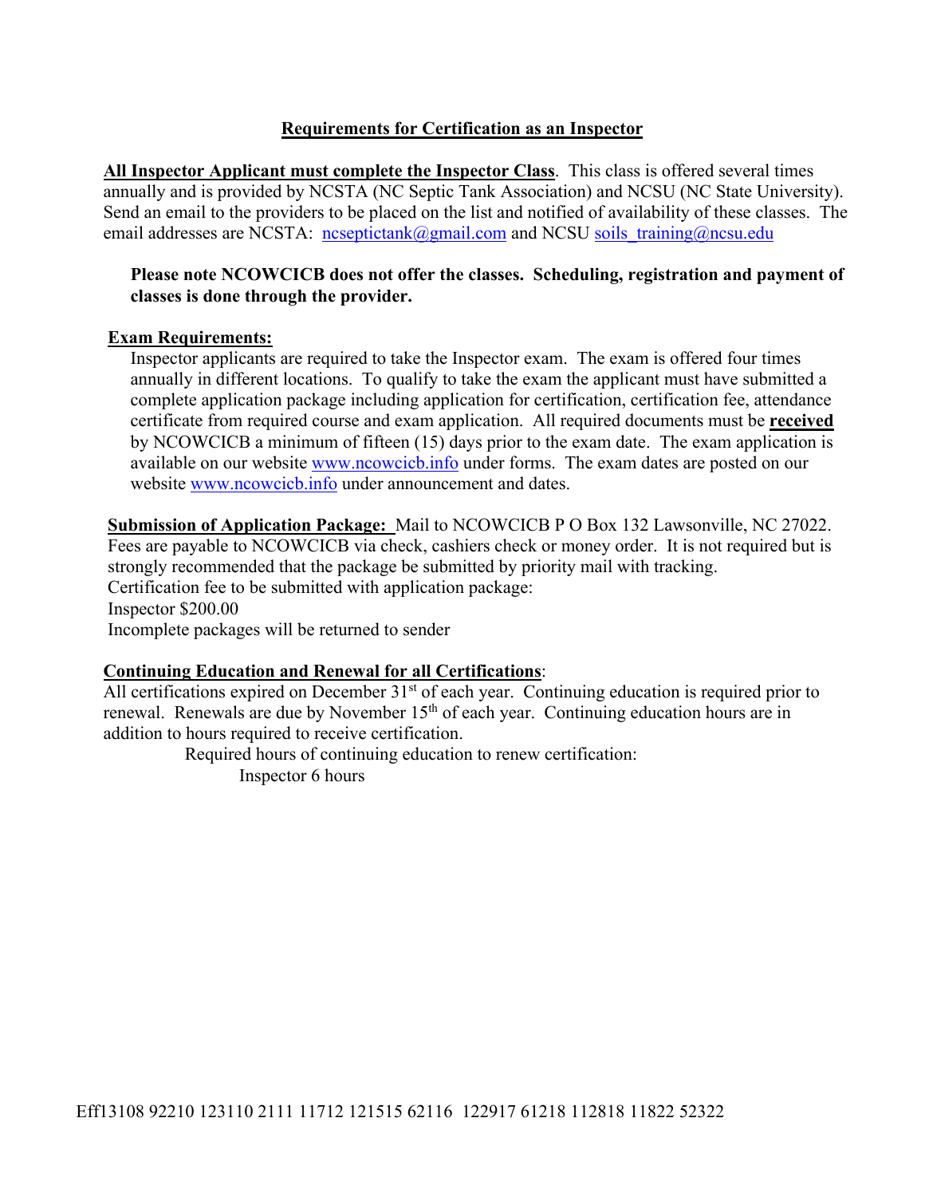## Requirements for Certification as an Inspector

**All Inspector Applicant must complete the Inspector Class**. This class is offered several times annually and is provided by NCSTA (NC Septic Tank Association) and NCSU (NC State University). Send an email to the providers to be placed on the list and notified of availability of these classes. The email addresses are NCSTA: ncseptictank@gmail.com and NCSU soils_training@ncsu.edu

**Please note NCOWCICB does not offer the classes. Scheduling, registration and payment of classes is done through the provider.**

**Exam Requirements:**

Inspector applicants are required to take the Inspector exam. The exam is offered four times annually in different locations. To qualify to take the exam the applicant must have submitted a complete application package including application for certification, certification fee, attendance certificate from required course and exam application. All required documents must be **received** by NCOWCICB a minimum of fifteen (15) days prior to the exam date. The exam application is available on our website www.ncowcicb.info under forms. The exam dates are posted on our website www.ncowcicb.info under announcement and dates.

**Submission of Application Package:** Mail to NCOWCICB P O Box 132 Lawsonville, NC 27022. Fees are payable to NCOWCICB via check, cashiers check or money order. It is not required but is strongly recommended that the package be submitted by priority mail with tracking.
Certification fee to be submitted with application package:
Inspector $200.00
Incomplete packages will be returned to sender

**Continuing Education and Renewal for all Certifications**:
All certifications expired on December 31st of each year. Continuing education is required prior to renewal. Renewals are due by November 15th of each year. Continuing education hours are in addition to hours required to receive certification.

Required hours of continuing education to renew certification:

Inspector 6 hours

Eff13108 92210 123110 2111 11712 121515 62116 122917 61218 112818 11822 52322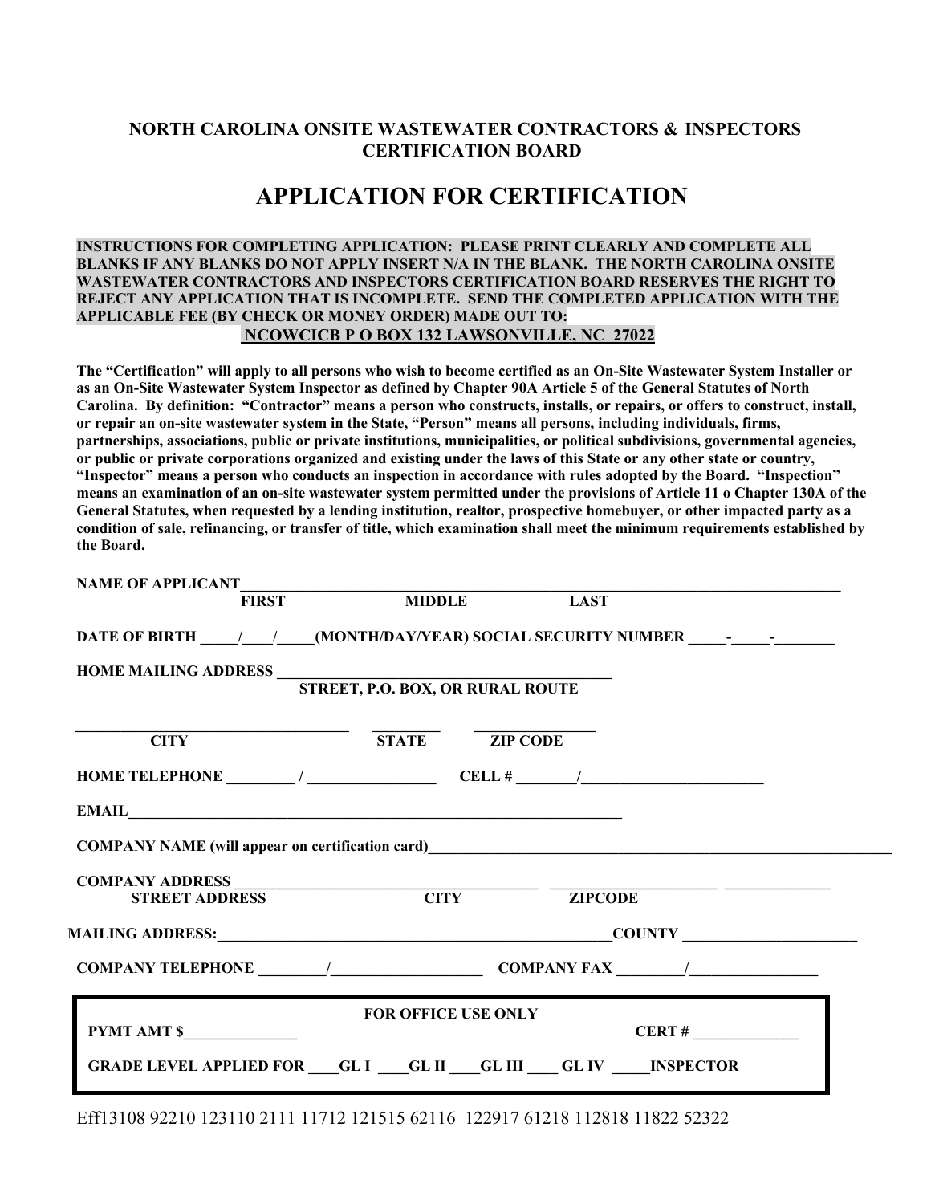**NORTH CAROLINA ONSITE WASTEWATER CONTRACTORS & INSPECTORS CERTIFICATION BOARD**

# APPLICATION FOR CERTIFICATION

**INSTRUCTIONS FOR COMPLETING APPLICATION: PLEASE PRINT CLEARLY AND COMPLETE ALL BLANKS IF ANY BLANKS DO NOT APPLY INSERT N/A IN THE BLANK. THE NORTH CAROLINA ONSITE WASTEWATER CONTRACTORS AND INSPECTORS CERTIFICATION BOARD RESERVES THE RIGHT TO REJECT ANY APPLICATION THAT IS INCOMPLETE. SEND THE COMPLETED APPLICATION WITH THE APPLICABLE FEE (BY CHECK OR MONEY ORDER) MADE OUT TO:**
**NCOWCICB P O BOX 132 LAWSONVILLE, NC 27022**

**The "Certification" will apply to all persons who wish to become certified as an On-Site Wastewater System Installer or as an On-Site Wastewater System Inspector as defined by Chapter 90A Article 5 of the General Statutes of North Carolina. By definition: "Contractor" means a person who constructs, installs, or repairs, or offers to construct, install, or repair an on-site wastewater system in the State, "Person" means all persons, including individuals, firms, partnerships, associations, public or private institutions, municipalities, or political subdivisions, governmental agencies, or public or private corporations organized and existing under the laws of this State or any other state or country, "Inspector" means a person who conducts an inspection in accordance with rules adopted by the Board. "Inspection" means an examination of an on-site wastewater system permitted under the provisions of Article 11 o Chapter 130A of the General Statutes, when requested by a lending institution, realtor, prospective homebuyer, or other impacted party as a condition of sale, refinancing, or transfer of title, which examination shall meet the minimum requirements established by the Board.**

**NAME OF APPLICANT**______________________________________________
**FIRST MIDDLE LAST**

**DATE OF BIRTH** \_\_\_\_/\_\_\_\_/\_\_\_\_**(MONTH/DAY/YEAR) SOCIAL SECURITY NUMBER** \_\_\_\_-\_\_\_\_-\_\_\_\_\_\_\_

**HOME MAILING ADDRESS** ______________________________________
**STREET, P.O. BOX, OR RURAL ROUTE**

______________________ ________ ____________
**CITY STATE ZIP CODE**

**HOME TELEPHONE** ________ / ______________ **CELL #** _______/____________________

**EMAIL**__________________________________________________

**COMPANY NAME (will appear on certification card)**__________________________________

**COMPANY ADDRESS** ______________________ ______________ __________
**STREET ADDRESS CITY ZIPCODE**

**MAILING ADDRESS:**____________________________________**COUNTY** ________________

**COMPANY TELEPHONE** ________/________________ **COMPANY FAX** ________/______________

**FOR OFFICE USE ONLY**

**PYMT AMT $**______________ **CERT #** _____________

**GRADE LEVEL APPLIED FOR** \_\_\_\_**GL I** \_\_\_\_**GL II** \_\_\_\_**GL III** \_\_\_\_ **GL IV** \_\_\_\_\_**INSPECTOR**

Eff13108 92210 123110 2111 11712 121515 62116 122917 61218 112818 11822 52322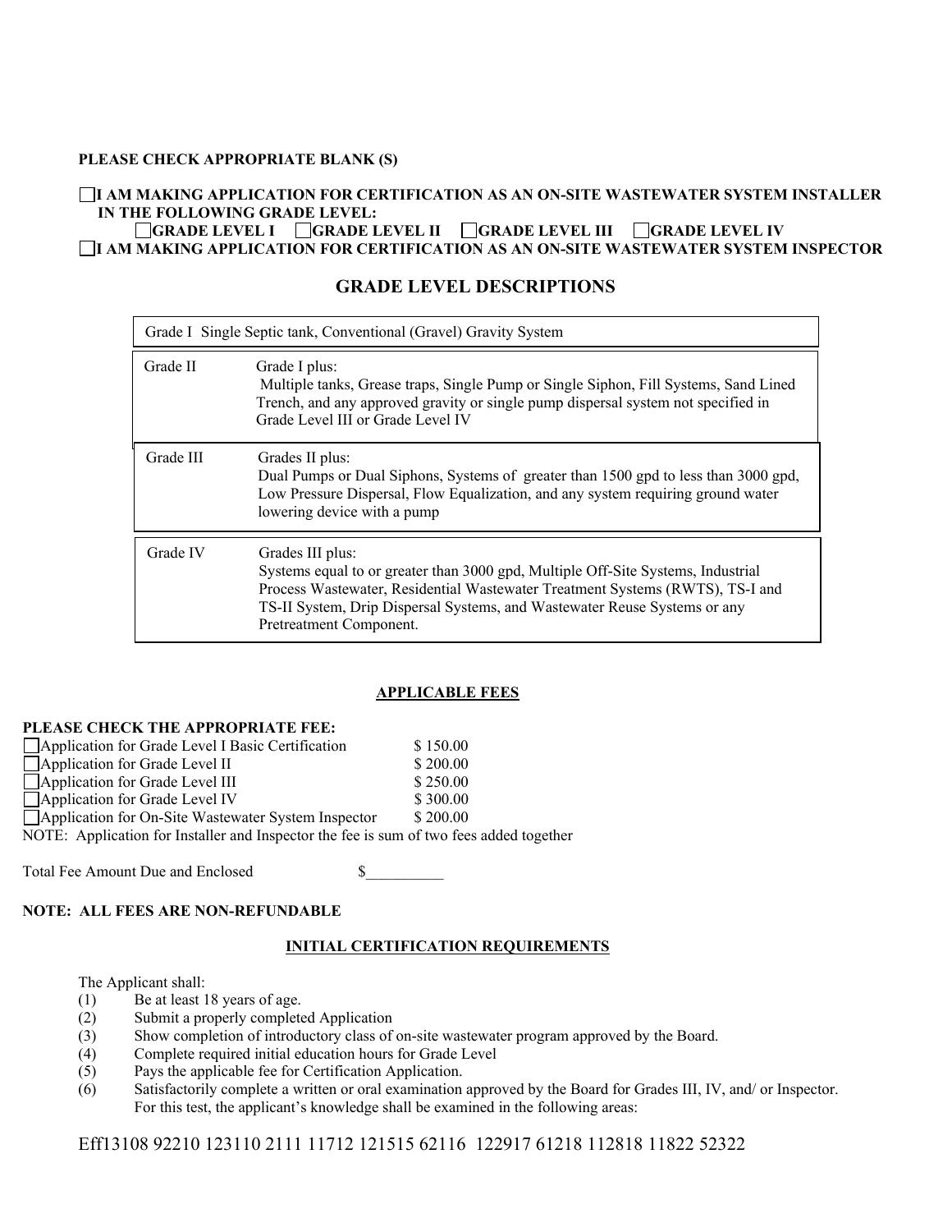**PLEASE CHECK APPROPRIATE BLANK (S)**

☐ **I AM MAKING APPLICATION FOR CERTIFICATION AS AN ON-SITE WASTEWATER SYSTEM INSTALLER IN THE FOLLOWING GRADE LEVEL:**

☐ **GRADE LEVEL I** ☐ **GRADE LEVEL II** ☐ **GRADE LEVEL III** ☐ **GRADE LEVEL IV**

☐ **I AM MAKING APPLICATION FOR CERTIFICATION AS AN ON-SITE WASTEWATER SYSTEM INSPECTOR**

## GRADE LEVEL DESCRIPTIONS

| Grade | Description |
|---|---|
| Grade I | Single Septic tank, Conventional (Gravel) Gravity System |
| Grade II | Grade I plus: Multiple tanks, Grease traps, Single Pump or Single Siphon, Fill Systems, Sand Lined Trench, and any approved gravity or single pump dispersal system not specified in Grade Level III or Grade Level IV |
| Grade III | Grades II plus: Dual Pumps or Dual Siphons, Systems of greater than 1500 gpd to less than 3000 gpd, Low Pressure Dispersal, Flow Equalization, and any system requiring ground water lowering device with a pump |
| Grade IV | Grades III plus: Systems equal to or greater than 3000 gpd, Multiple Off-Site Systems, Industrial Process Wastewater, Residential Wastewater Treatment Systems (RWTS), TS-I and TS-II System, Drip Dispersal Systems, and Wastewater Reuse Systems or any Pretreatment Component. |

### APPLICABLE FEES

**PLEASE CHECK THE APPROPRIATE FEE:**

| | |
|---|---|
| ☐ Application for Grade Level I Basic Certification | $ 150.00 |
| ☐ Application for Grade Level II | $ 200.00 |
| ☐ Application for Grade Level III | $ 250.00 |
| ☐ Application for Grade Level IV | $ 300.00 |
| ☐ Application for On-Site Wastewater System Inspector | $ 200.00 |

NOTE: Application for Installer and Inspector the fee is sum of two fees added together

Total Fee Amount Due and Enclosed $__________

**NOTE: ALL FEES ARE NON-REFUNDABLE**

### INITIAL CERTIFICATION REQUIREMENTS

The Applicant shall:

(1) Be at least 18 years of age.
(2) Submit a properly completed Application
(3) Show completion of introductory class of on-site wastewater program approved by the Board.
(4) Complete required initial education hours for Grade Level
(5) Pays the applicable fee for Certification Application.
(6) Satisfactorily complete a written or oral examination approved by the Board for Grades III, IV, and/ or Inspector. For this test, the applicant's knowledge shall be examined in the following areas:

Eff13108 92210 123110 2111 11712 121515 62116 122917 61218 112818 11822 52322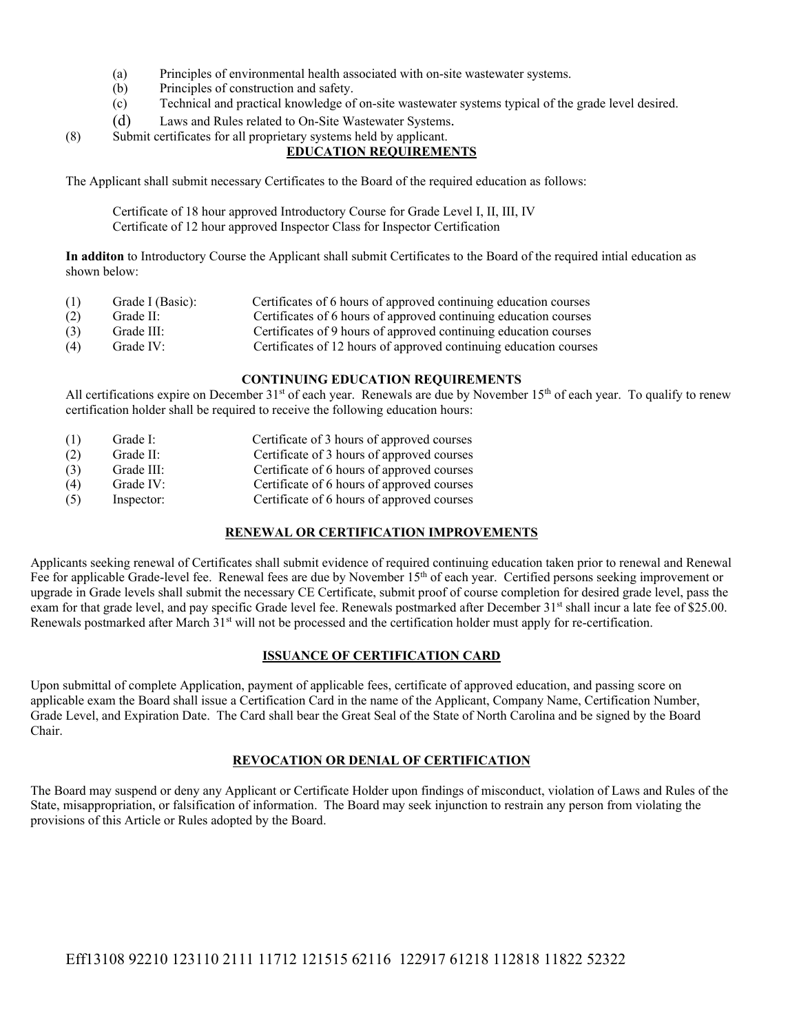(a) Principles of environmental health associated with on-site wastewater systems.
(b) Principles of construction and safety.
(c) Technical and practical knowledge of on-site wastewater systems typical of the grade level desired.
(d) Laws and Rules related to On-Site Wastewater Systems.

(8) Submit certificates for all proprietary systems held by applicant.

## EDUCATION REQUIREMENTS

The Applicant shall submit necessary Certificates to the Board of the required education as follows:

Certificate of 18 hour approved Introductory Course for Grade Level I, II, III, IV
Certificate of 12 hour approved Inspector Class for Inspector Certification

**In additon** to Introductory Course the Applicant shall submit Certificates to the Board of the required intial education as shown below:

| | | |
|---|---|---|
| (1) | Grade I (Basic): | Certificates of 6 hours of approved continuing education courses |
| (2) | Grade II: | Certificates of 6 hours of approved continuing education courses |
| (3) | Grade III: | Certificates of 9 hours of approved continuing education courses |
| (4) | Grade IV: | Certificates of 12 hours of approved continuing education courses |

## CONTINUING EDUCATION REQUIREMENTS

All certifications expire on December 31st of each year. Renewals are due by November 15th of each year. To qualify to renew certification holder shall be required to receive the following education hours:

| | | |
|---|---|---|
| (1) | Grade I: | Certificate of 3 hours of approved courses |
| (2) | Grade II: | Certificate of 3 hours of approved courses |
| (3) | Grade III: | Certificate of 6 hours of approved courses |
| (4) | Grade IV: | Certificate of 6 hours of approved courses |
| (5) | Inspector: | Certificate of 6 hours of approved courses |

## RENEWAL OR CERTIFICATION IMPROVEMENTS

Applicants seeking renewal of Certificates shall submit evidence of required continuing education taken prior to renewal and Renewal Fee for applicable Grade-level fee. Renewal fees are due by November 15th of each year. Certified persons seeking improvement or upgrade in Grade levels shall submit the necessary CE Certificate, submit proof of course completion for desired grade level, pass the exam for that grade level, and pay specific Grade level fee. Renewals postmarked after December 31st shall incur a late fee of $25.00. Renewals postmarked after March 31st will not be processed and the certification holder must apply for re-certification.

## ISSUANCE OF CERTIFICATION CARD

Upon submittal of complete Application, payment of applicable fees, certificate of approved education, and passing score on applicable exam the Board shall issue a Certification Card in the name of the Applicant, Company Name, Certification Number, Grade Level, and Expiration Date. The Card shall bear the Great Seal of the State of North Carolina and be signed by the Board Chair.

## REVOCATION OR DENIAL OF CERTIFICATION

The Board may suspend or deny any Applicant or Certificate Holder upon findings of misconduct, violation of Laws and Rules of the State, misappropriation, or falsification of information. The Board may seek injunction to restrain any person from violating the provisions of this Article or Rules adopted by the Board.

Eff13108 92210 123110 2111 11712 121515 62116 122917 61218 112818 11822 52322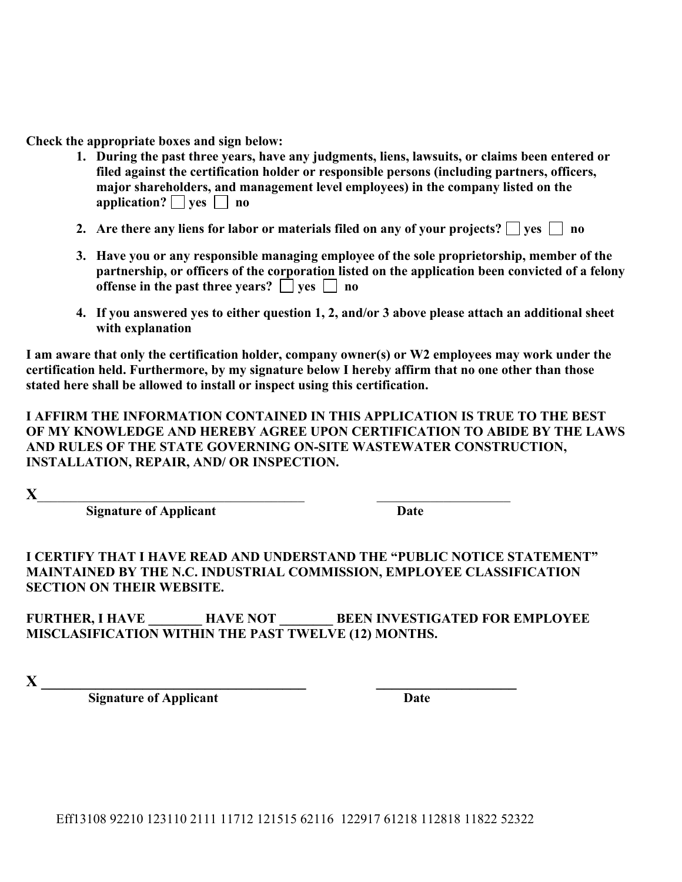**Check the appropriate boxes and sign below:**

1. **During the past three years, have any judgments, liens, lawsuits, or claims been entered or filed against the certification holder or responsible persons (including partners, officers, major shareholders, and management level employees) in the company listed on the application?** ☐ **yes** ☐ **no**

2. **Are there any liens for labor or materials filed on any of your projects?** ☐ **yes** ☐ **no**

3. **Have you or any responsible managing employee of the sole proprietorship, member of the partnership, or officers of the corporation listed on the application been convicted of a felony offense in the past three years?** ☐ **yes** ☐ **no**

4. **If you answered yes to either question 1, 2, and/or 3 above please attach an additional sheet with explanation**

**I am aware that only the certification holder, company owner(s) or W2 employees may work under the certification held. Furthermore, by my signature below I hereby affirm that no one other than those stated here shall be allowed to install or inspect using this certification.**

**I AFFIRM THE INFORMATION CONTAINED IN THIS APPLICATION IS TRUE TO THE BEST OF MY KNOWLEDGE AND HEREBY AGREE UPON CERTIFICATION TO ABIDE BY THE LAWS AND RULES OF THE STATE GOVERNING ON-SITE WASTEWATER CONSTRUCTION, INSTALLATION, REPAIR, AND/ OR INSPECTION.**

**X**_______________________________________ ____________________

**Signature of Applicant** **Date**

**I CERTIFY THAT I HAVE READ AND UNDERSTAND THE "PUBLIC NOTICE STATEMENT" MAINTAINED BY THE N.C. INDUSTRIAL COMMISSION, EMPLOYEE CLASSIFICATION SECTION ON THEIR WEBSITE.**

**FURTHER, I HAVE ________ HAVE NOT ________ BEEN INVESTIGATED FOR EMPLOYEE MISCLASIFICATION WITHIN THE PAST TWELVE (12) MONTHS.**

**X** _______________________________________ ____________________

**Signature of Applicant** **Date**

Eff13108 92210 123110 2111 11712 121515 62116 122917 61218 112818 11822 52322